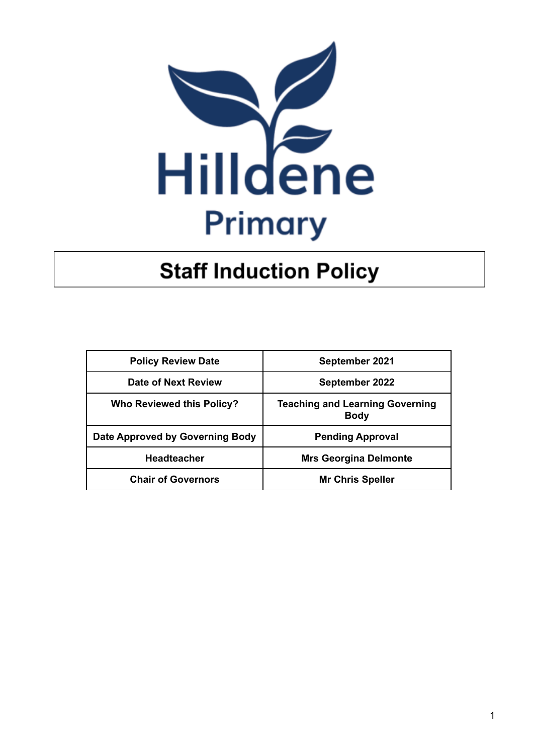Hilldene Primary

# Staff Induction Policy

| Policy Review Date | September 2021 |
|---|---|
| Date of Next Review | September 2022 |
| Who Reviewed this Policy? | Teaching and Learning Governing Body |
| Date Approved by Governing Body | Pending Approval |
| Headteacher | Mrs Georgina Delmonte |
| Chair of Governors | Mr Chris Speller |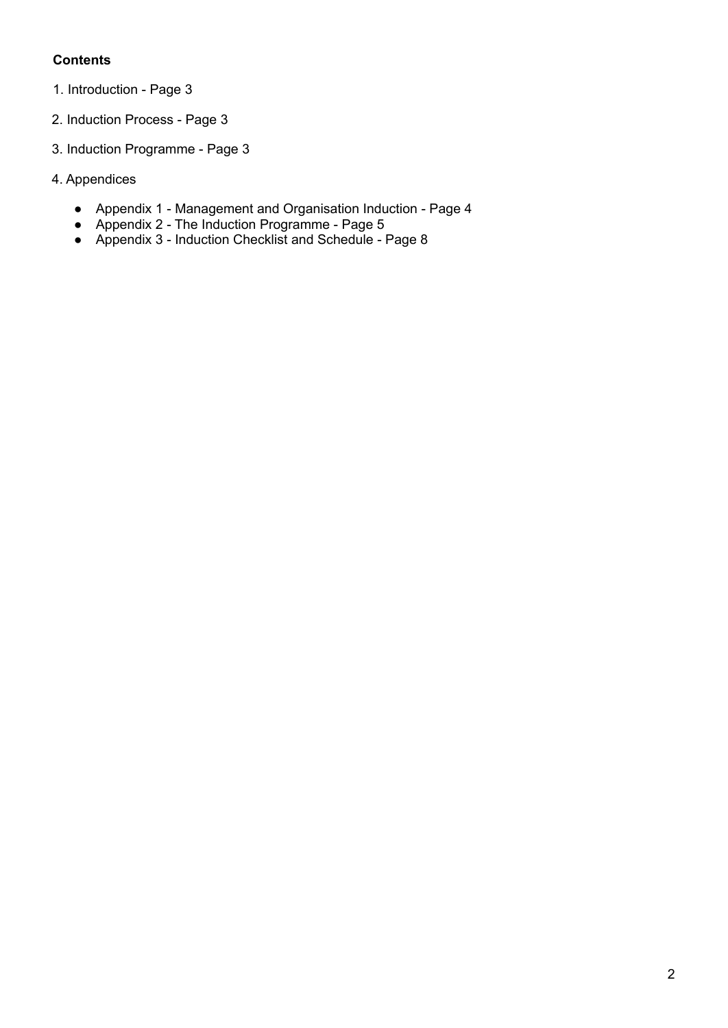**Contents**

1. Introduction - Page 3
2. Induction Process - Page 3
3. Induction Programme - Page 3
4. Appendices
   - Appendix 1 - Management and Organisation Induction - Page 4
   - Appendix 2 - The Induction Programme - Page 5
   - Appendix 3 - Induction Checklist and Schedule - Page 8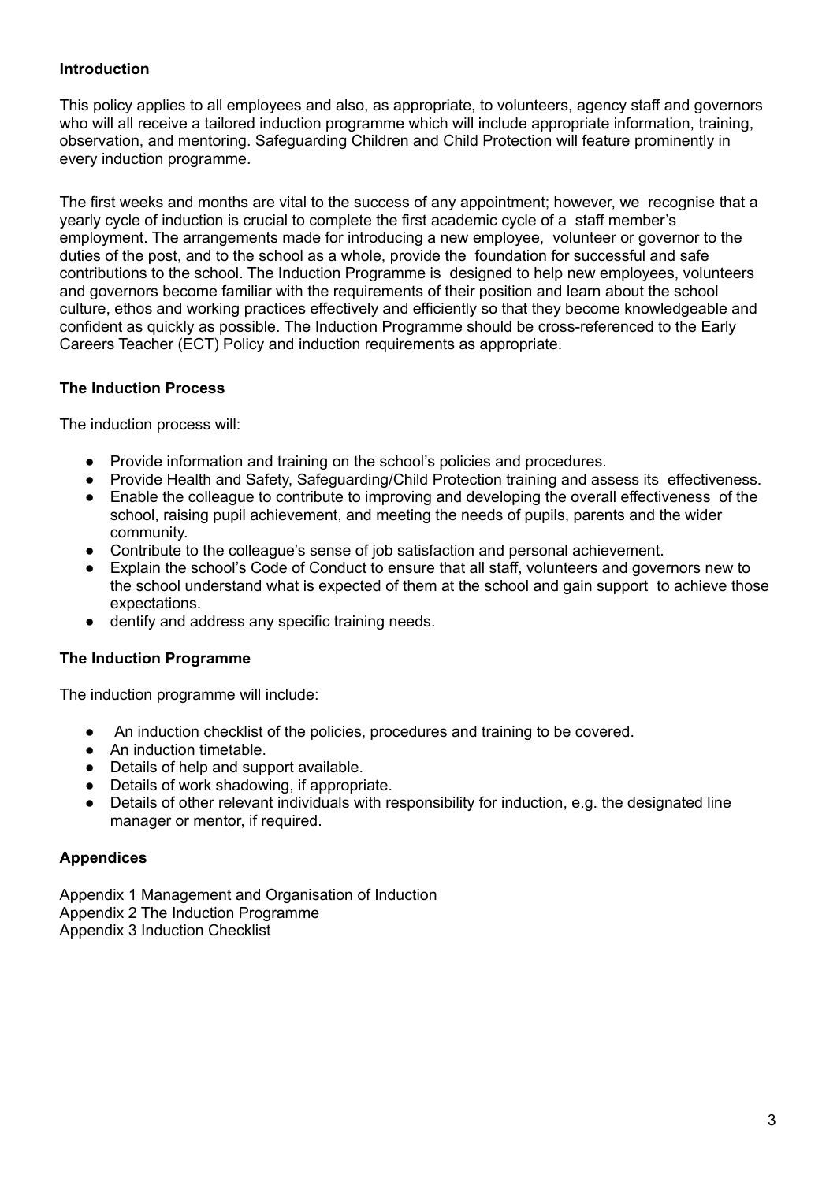**Introduction**

This policy applies to all employees and also, as appropriate, to volunteers, agency staff and governors who will all receive a tailored induction programme which will include appropriate information, training, observation, and mentoring. Safeguarding Children and Child Protection will feature prominently in every induction programme.

The first weeks and months are vital to the success of any appointment; however, we recognise that a yearly cycle of induction is crucial to complete the first academic cycle of a staff member's employment. The arrangements made for introducing a new employee, volunteer or governor to the duties of the post, and to the school as a whole, provide the foundation for successful and safe contributions to the school. The Induction Programme is designed to help new employees, volunteers and governors become familiar with the requirements of their position and learn about the school culture, ethos and working practices effectively and efficiently so that they become knowledgeable and confident as quickly as possible. The Induction Programme should be cross-referenced to the Early Careers Teacher (ECT) Policy and induction requirements as appropriate.

**The Induction Process**

The induction process will:

- Provide information and training on the school's policies and procedures.
- Provide Health and Safety, Safeguarding/Child Protection training and assess its effectiveness.
- Enable the colleague to contribute to improving and developing the overall effectiveness of the school, raising pupil achievement, and meeting the needs of pupils, parents and the wider community.
- Contribute to the colleague's sense of job satisfaction and personal achievement.
- Explain the school's Code of Conduct to ensure that all staff, volunteers and governors new to the school understand what is expected of them at the school and gain support to achieve those expectations.
- dentify and address any specific training needs.

**The Induction Programme**

The induction programme will include:

- An induction checklist of the policies, procedures and training to be covered.
- An induction timetable.
- Details of help and support available.
- Details of work shadowing, if appropriate.
- Details of other relevant individuals with responsibility for induction, e.g. the designated line manager or mentor, if required.

**Appendices**

Appendix 1 Management and Organisation of Induction
Appendix 2 The Induction Programme
Appendix 3 Induction Checklist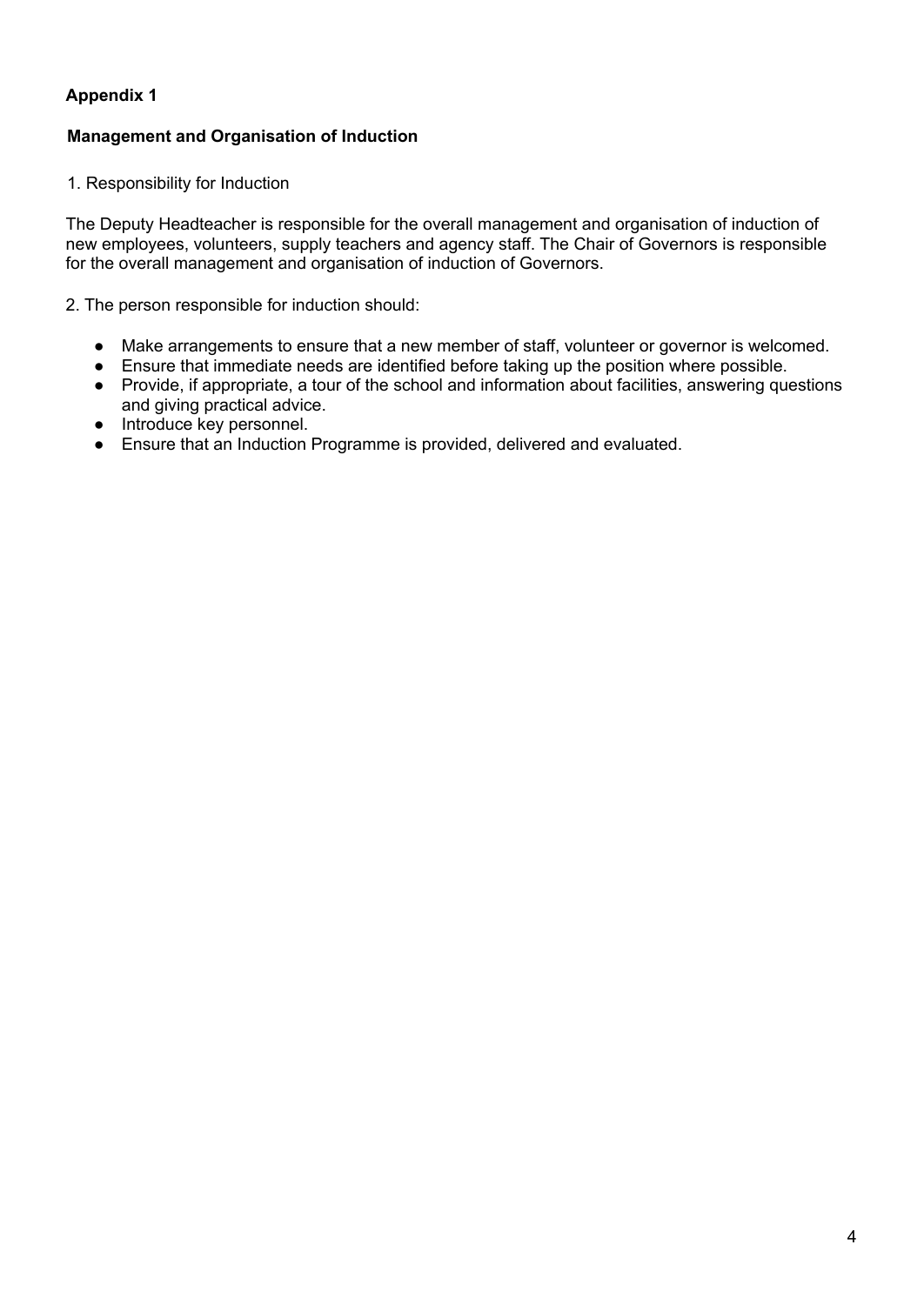**Appendix 1**

**Management and Organisation of Induction**

1. Responsibility for Induction

The Deputy Headteacher is responsible for the overall management and organisation of induction of new employees, volunteers, supply teachers and agency staff. The Chair of Governors is responsible for the overall management and organisation of induction of Governors.

2. The person responsible for induction should:

- Make arrangements to ensure that a new member of staff, volunteer or governor is welcomed.
- Ensure that immediate needs are identified before taking up the position where possible.
- Provide, if appropriate, a tour of the school and information about facilities, answering questions and giving practical advice.
- Introduce key personnel.
- Ensure that an Induction Programme is provided, delivered and evaluated.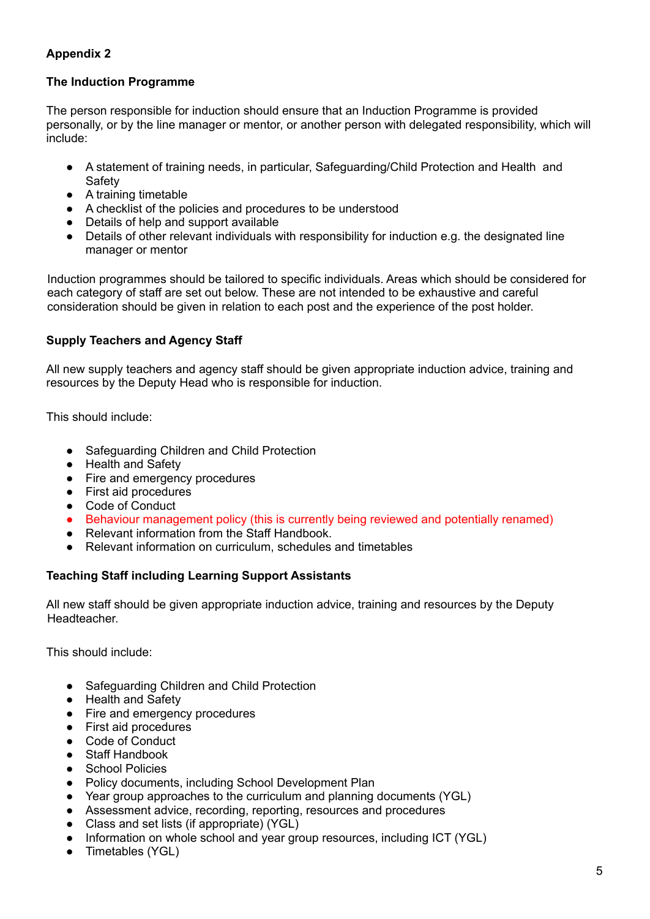**Appendix 2**

**The Induction Programme**

The person responsible for induction should ensure that an Induction Programme is provided personally, or by the line manager or mentor, or another person with delegated responsibility, which will include:

- A statement of training needs, in particular, Safeguarding/Child Protection and Health and Safety
- A training timetable
- A checklist of the policies and procedures to be understood
- Details of help and support available
- Details of other relevant individuals with responsibility for induction e.g. the designated line manager or mentor

Induction programmes should be tailored to specific individuals. Areas which should be considered for each category of staff are set out below. These are not intended to be exhaustive and careful consideration should be given in relation to each post and the experience of the post holder.

**Supply Teachers and Agency Staff**

All new supply teachers and agency staff should be given appropriate induction advice, training and resources by the Deputy Head who is responsible for induction.

This should include:

- Safeguarding Children and Child Protection
- Health and Safety
- Fire and emergency procedures
- First aid procedures
- Code of Conduct
- Behaviour management policy (this is currently being reviewed and potentially renamed)
- Relevant information from the Staff Handbook.
- Relevant information on curriculum, schedules and timetables

**Teaching Staff including Learning Support Assistants**

All new staff should be given appropriate induction advice, training and resources by the Deputy Headteacher.

This should include:

- Safeguarding Children and Child Protection
- Health and Safety
- Fire and emergency procedures
- First aid procedures
- Code of Conduct
- Staff Handbook
- School Policies
- Policy documents, including School Development Plan
- Year group approaches to the curriculum and planning documents (YGL)
- Assessment advice, recording, reporting, resources and procedures
- Class and set lists (if appropriate) (YGL)
- Information on whole school and year group resources, including ICT (YGL)
- Timetables (YGL)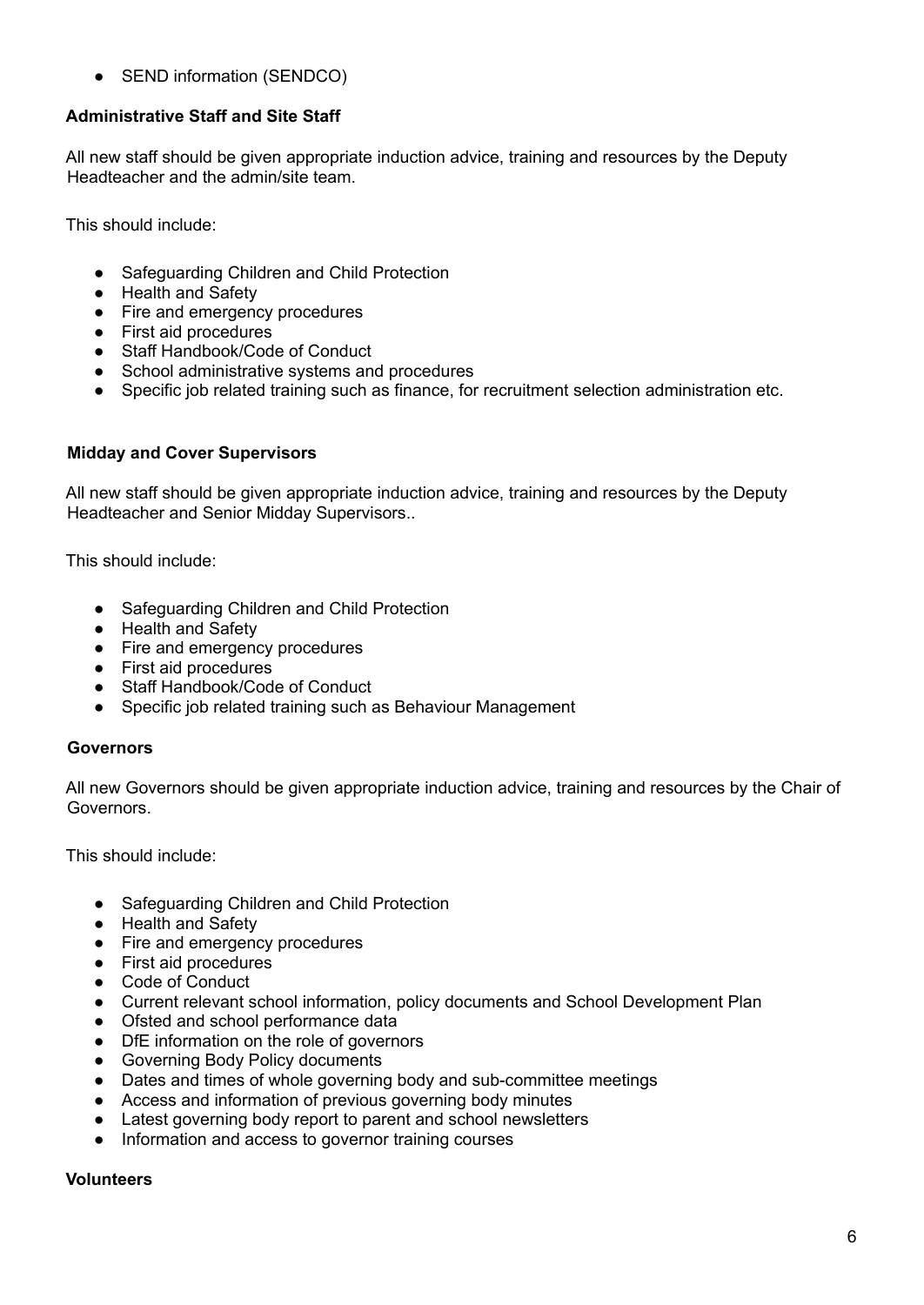- SEND information (SENDCO)

**Administrative Staff and Site Staff**

All new staff should be given appropriate induction advice, training and resources by the Deputy Headteacher and the admin/site team.

This should include:

- Safeguarding Children and Child Protection
- Health and Safety
- Fire and emergency procedures
- First aid procedures
- Staff Handbook/Code of Conduct
- School administrative systems and procedures
- Specific job related training such as finance, for recruitment selection administration etc.

**Midday and Cover Supervisors**

All new staff should be given appropriate induction advice, training and resources by the Deputy Headteacher and Senior Midday Supervisors..

This should include:

- Safeguarding Children and Child Protection
- Health and Safety
- Fire and emergency procedures
- First aid procedures
- Staff Handbook/Code of Conduct
- Specific job related training such as Behaviour Management

**Governors**

All new Governors should be given appropriate induction advice, training and resources by the Chair of Governors.

This should include:

- Safeguarding Children and Child Protection
- Health and Safety
- Fire and emergency procedures
- First aid procedures
- Code of Conduct
- Current relevant school information, policy documents and School Development Plan
- Ofsted and school performance data
- DfE information on the role of governors
- Governing Body Policy documents
- Dates and times of whole governing body and sub-committee meetings
- Access and information of previous governing body minutes
- Latest governing body report to parent and school newsletters
- Information and access to governor training courses

**Volunteers**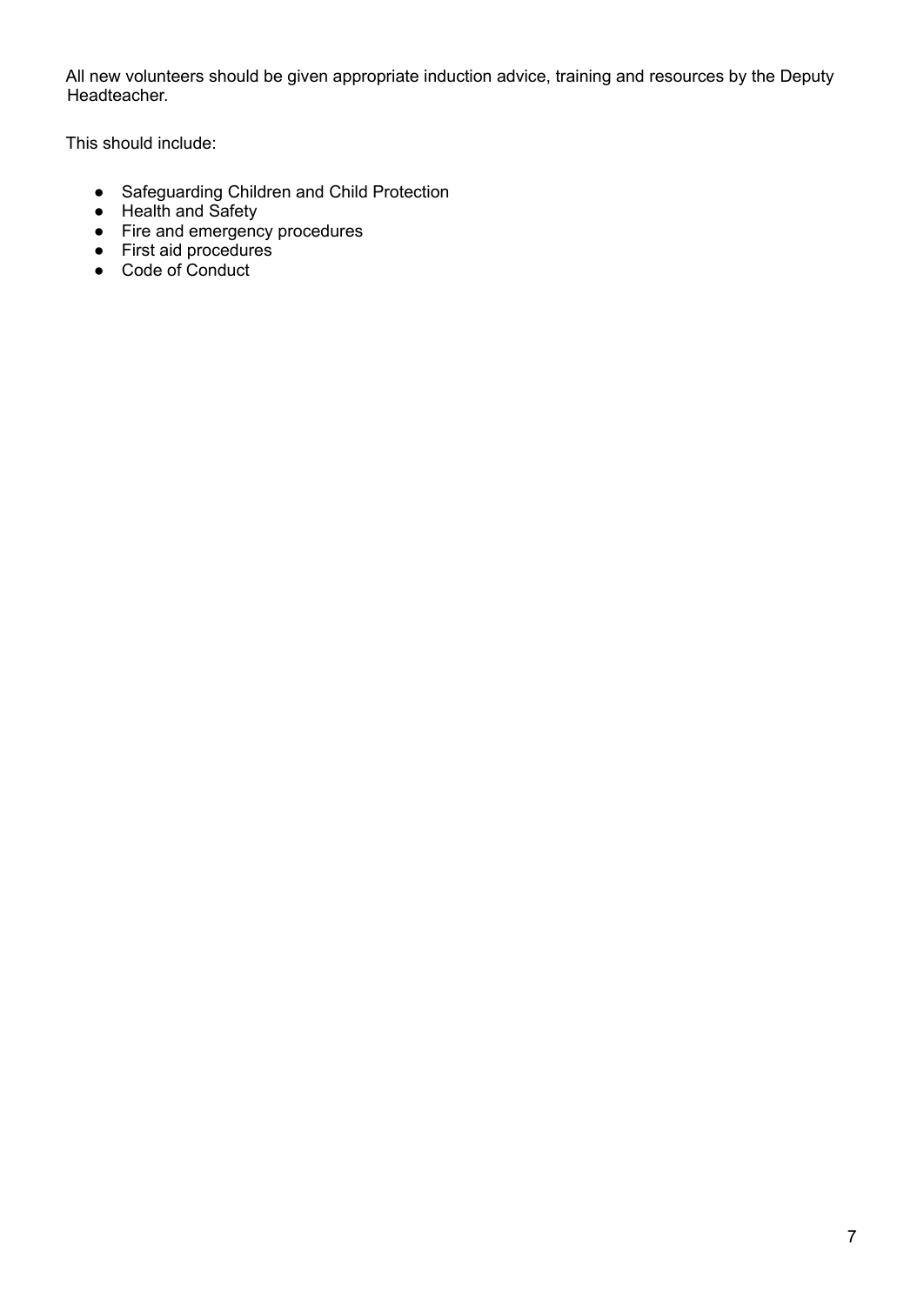All new volunteers should be given appropriate induction advice, training and resources by the Deputy Headteacher.

This should include:

- Safeguarding Children and Child Protection
- Health and Safety
- Fire and emergency procedures
- First aid procedures
- Code of Conduct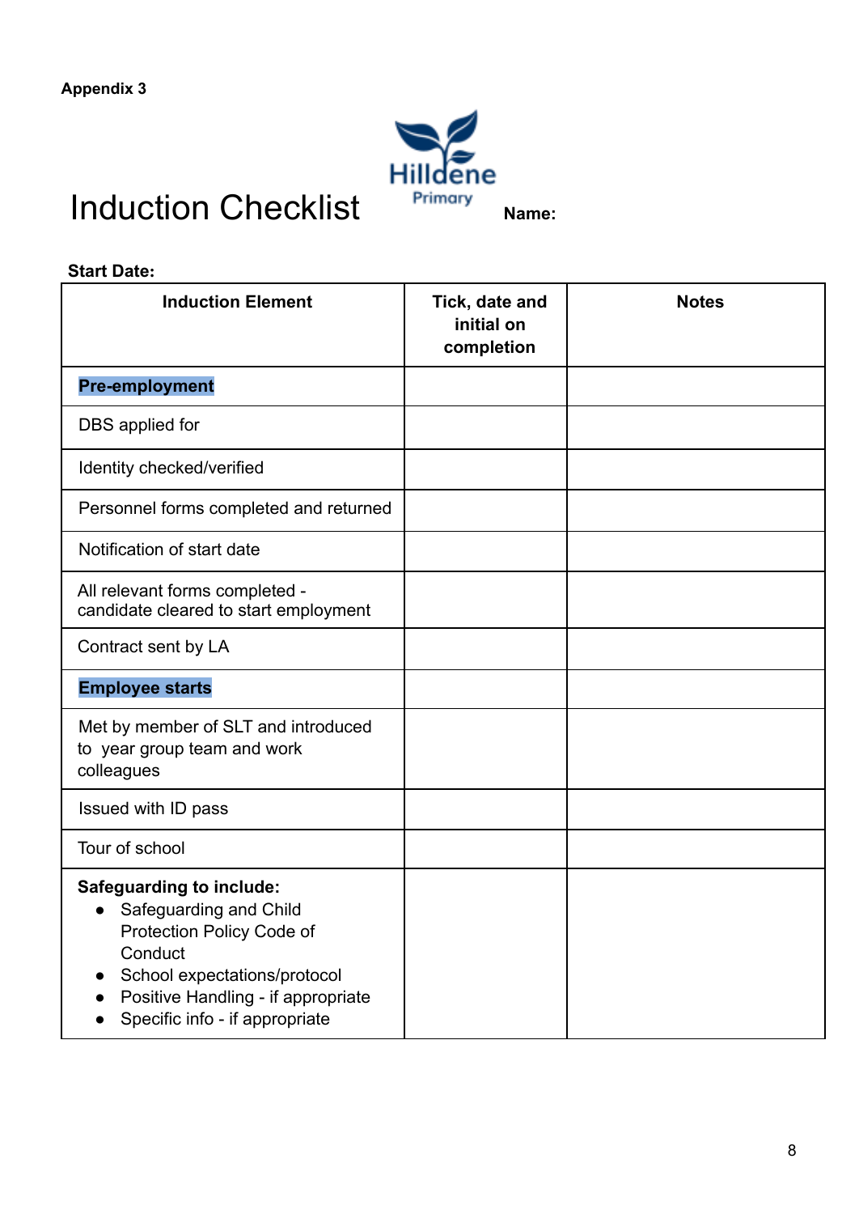**Appendix 3**

# Induction Checklist

Hilldene Primary

**Name:**

**Start Date:**

| Induction Element | Tick, date and initial on completion | Notes |
|---|---|---|
| **Pre-employment** | | |
| DBS applied for | | |
| Identity checked/verified | | |
| Personnel forms completed and returned | | |
| Notification of start date | | |
| All relevant forms completed - candidate cleared to start employment | | |
| Contract sent by LA | | |
| **Employee starts** | | |
| Met by member of SLT and introduced to year group team and work colleagues | | |
| Issued with ID pass | | |
| Tour of school | | |
| **Safeguarding to include:**<br>• Safeguarding and Child Protection Policy Code of Conduct<br>• School expectations/protocol<br>• Positive Handling - if appropriate<br>• Specific info - if appropriate | | |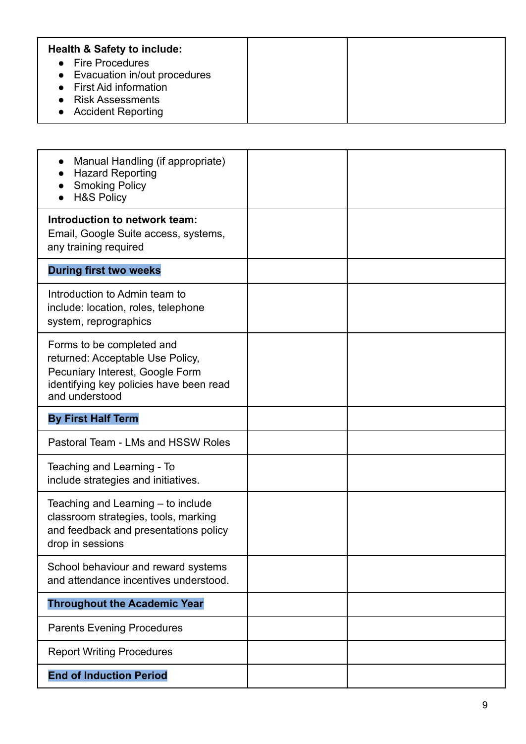| **Health & Safety to include:**<br>• Fire Procedures<br>• Evacuation in/out procedures<br>• First Aid information<br>• Risk Assessments<br>• Accident Reporting | | |
|---|---|---|
| • Manual Handling (if appropriate)<br>• Hazard Reporting<br>• Smoking Policy<br>• H&S Policy | | |
| **Introduction to network team:**<br>Email, Google Suite access, systems, any training required | | |
| **During first two weeks** | | |
| Introduction to Admin team to include: location, roles, telephone system, reprographics | | |
| Forms to be completed and returned: Acceptable Use Policy, Pecuniary Interest, Google Form identifying key policies have been read and understood | | |
| **By First Half Term** | | |
| Pastoral Team - LMs and HSSW Roles | | |
| Teaching and Learning - To include strategies and initiatives. | | |
| Teaching and Learning – to include classroom strategies, tools, marking and feedback and presentations policy drop in sessions | | |
| School behaviour and reward systems and attendance incentives understood. | | |
| **Throughout the Academic Year** | | |
| Parents Evening Procedures | | |
| Report Writing Procedures | | |
| **End of Induction Period** | | |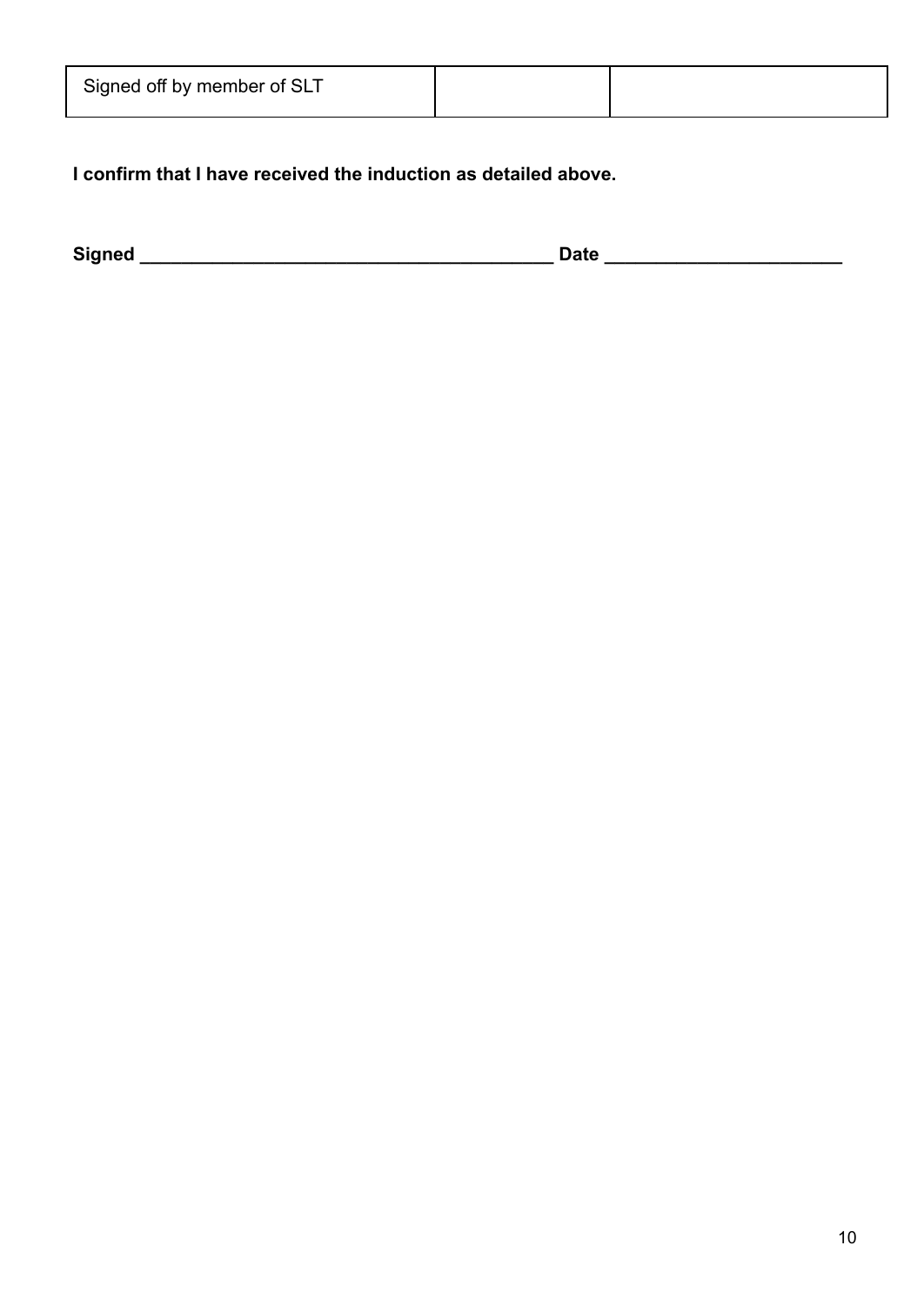| | | |
|---|---|---|
| Signed off by member of SLT | | |

**I confirm that I have received the induction as detailed above.**

**Signed ________________________________________ Date _______________________**